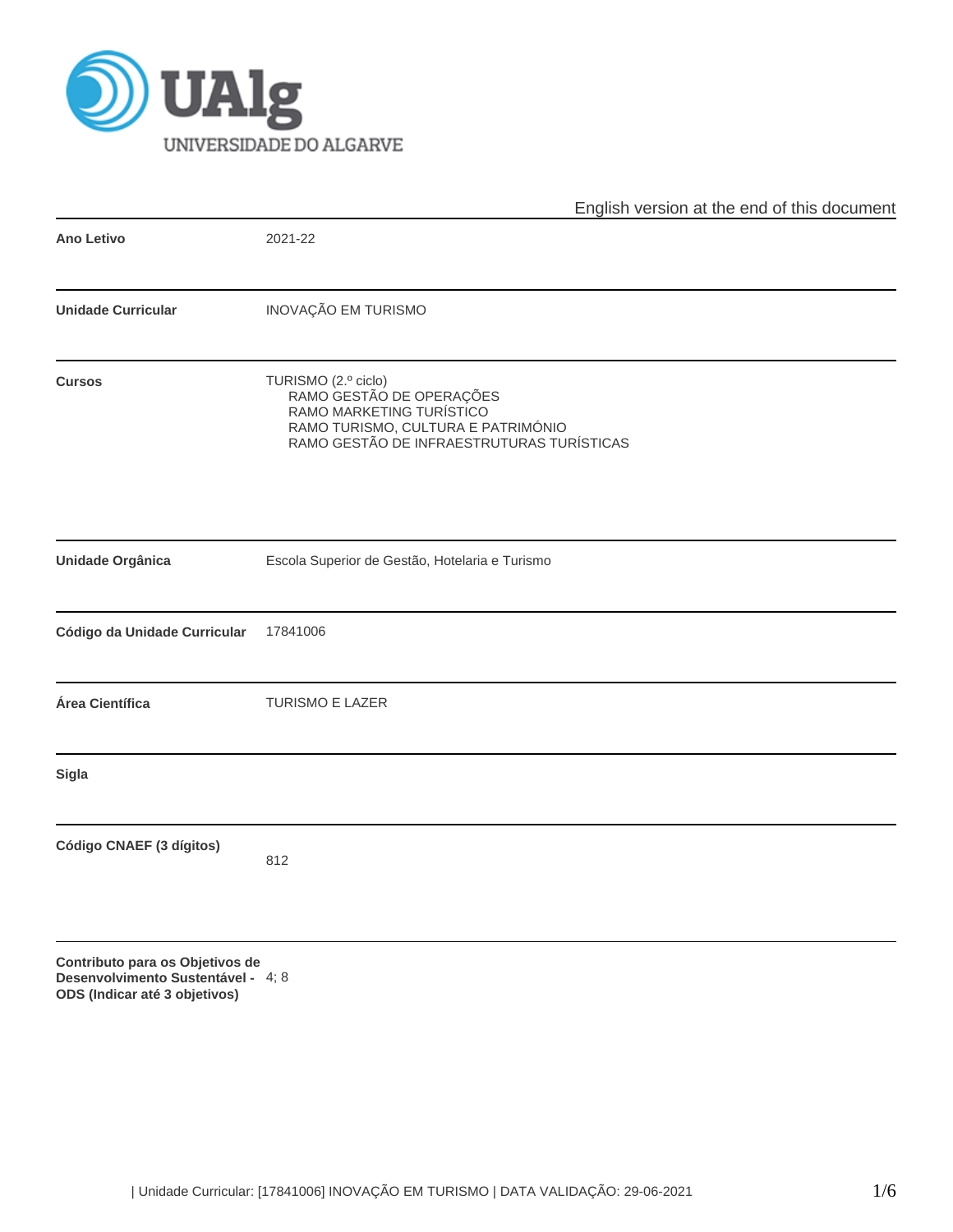English version at the end of this document

| | |
|---|---|
| **Ano Letivo** | 2021-22 |
| **Unidade Curricular** | INOVAÇÃO EM TURISMO |
| **Cursos** | TURISMO (2.º ciclo)<br>RAMO GESTÃO DE OPERAÇÕES<br>RAMO MARKETING TURÍSTICO<br>RAMO TURISMO, CULTURA E PATRIMÓNIO<br>RAMO GESTÃO DE INFRAESTRUTURAS TURÍSTICAS |
| **Unidade Orgânica** | Escola Superior de Gestão, Hotelaria e Turismo |
| **Código da Unidade Curricular** | 17841006 |
| **Área Científica** | TURISMO E LAZER |
| **Sigla** | |
| **Código CNAEF (3 dígitos)** | 812 |
| **Contributo para os Objetivos de Desenvolvimento Sustentável - ODS (Indicar até 3 objetivos)** | 4; 8 |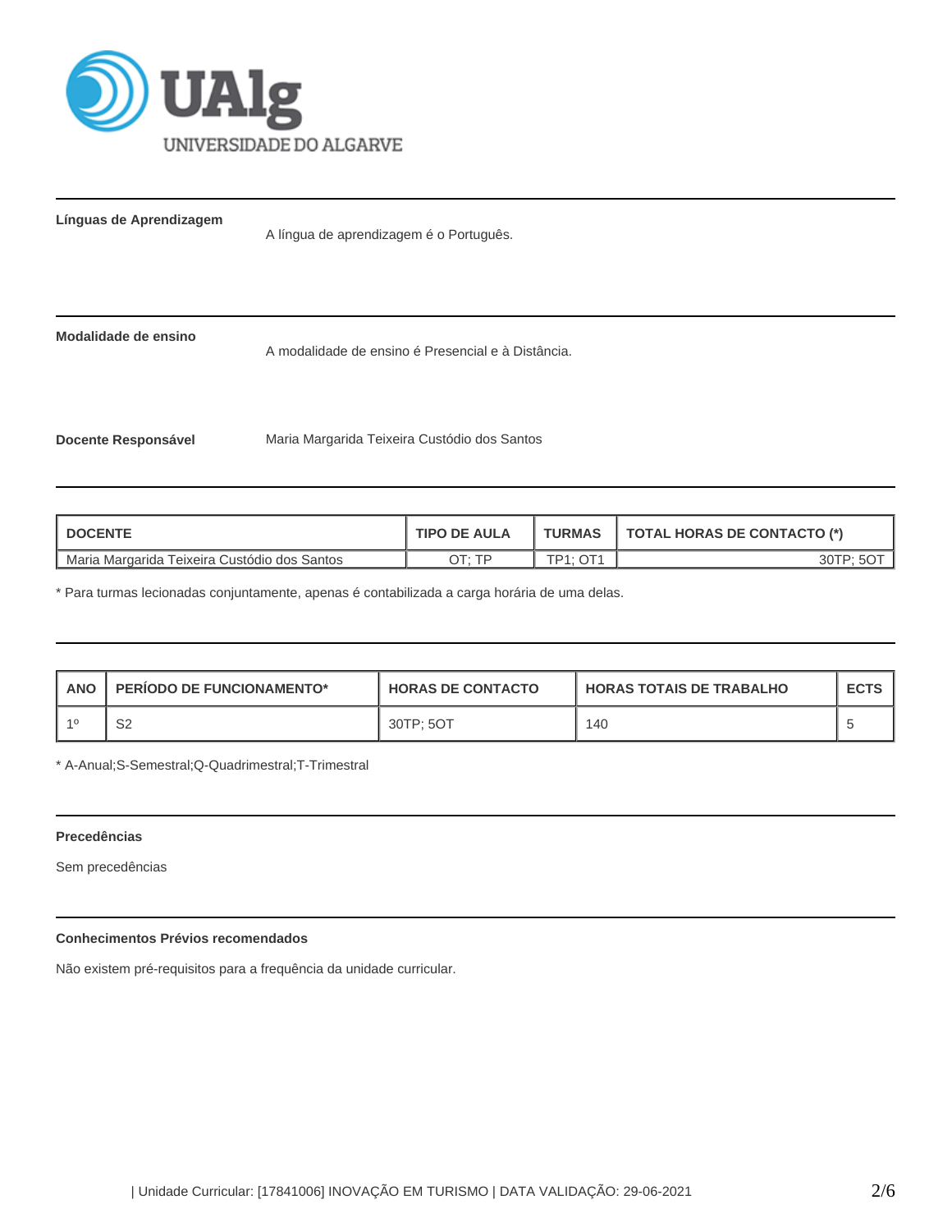**Línguas de Aprendizagem**

A língua de aprendizagem é o Português.

**Modalidade de ensino**

A modalidade de ensino é Presencial e à Distância.

**Docente Responsável**

Maria Margarida Teixeira Custódio dos Santos

| DOCENTE | TIPO DE AULA | TURMAS | TOTAL HORAS DE CONTACTO (*) |
|---|---|---|---|
| Maria Margarida Teixeira Custódio dos Santos | OT; TP | TP1; OT1 | 30TP; 5OT |

* Para turmas lecionadas conjuntamente, apenas é contabilizada a carga horária de uma delas.

| ANO | PERÍODO DE FUNCIONAMENTO* | HORAS DE CONTACTO | HORAS TOTAIS DE TRABALHO | ECTS |
|---|---|---|---|---|
| 1º | S2 | 30TP; 5OT | 140 | 5 |

* A-Anual;S-Semestral;Q-Quadrimestral;T-Trimestral

**Precedências**

Sem precedências

**Conhecimentos Prévios recomendados**

Não existem pré-requisitos para a frequência da unidade curricular.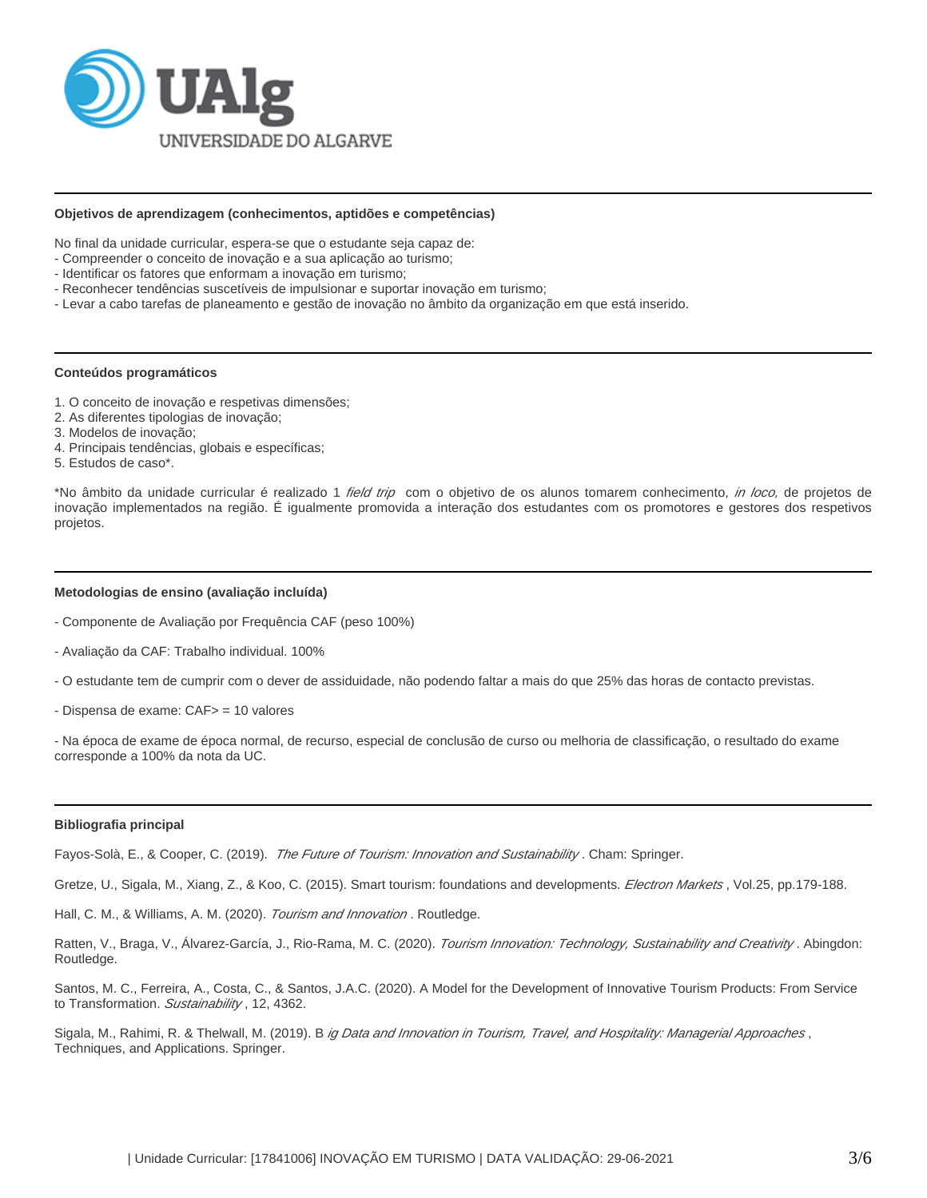### Objetivos de aprendizagem (conhecimentos, aptidões e competências)

No final da unidade curricular, espera-se que o estudante seja capaz de:
- Compreender o conceito de inovação e a sua aplicação ao turismo;
- Identificar os fatores que enformam a inovação em turismo;
- Reconhecer tendências suscetíveis de impulsionar e suportar inovação em turismo;
- Levar a cabo tarefas de planeamento e gestão de inovação no âmbito da organização em que está inserido.

### Conteúdos programáticos

1. O conceito de inovação e respetivas dimensões;
2. As diferentes tipologias de inovação;
3. Modelos de inovação;
4. Principais tendências, globais e específicas;
5. Estudos de caso*.

*No âmbito da unidade curricular é realizado 1 *field trip* com o objetivo de os alunos tomarem conhecimento, *in loco,* de projetos de inovação implementados na região. É igualmente promovida a interação dos estudantes com os promotores e gestores dos respetivos projetos.

### Metodologias de ensino (avaliação incluída)

- Componente de Avaliação por Frequência CAF (peso 100%)

- Avaliação da CAF: Trabalho individual. 100%

- O estudante tem de cumprir com o dever de assiduidade, não podendo faltar a mais do que 25% das horas de contacto previstas.

- Dispensa de exame: CAF> = 10 valores

- Na época de exame de época normal, de recurso, especial de conclusão de curso ou melhoria de classificação, o resultado do exame corresponde a 100% da nota da UC.

### Bibliografia principal

Fayos-Solà, E., & Cooper, C. (2019). *The Future of Tourism: Innovation and Sustainability* . Cham: Springer.

Gretze, U., Sigala, M., Xiang, Z., & Koo, C. (2015). Smart tourism: foundations and developments. *Electron Markets* , Vol.25, pp.179-188.

Hall, C. M., & Williams, A. M. (2020). *Tourism and Innovation* . Routledge.

Ratten, V., Braga, V., Álvarez-García, J., Rio-Rama, M. C. (2020). *Tourism Innovation: Technology, Sustainability and Creativity* . Abingdon: Routledge.

Santos, M. C., Ferreira, A., Costa, C., & Santos, J.A.C. (2020). A Model for the Development of Innovative Tourism Products: From Service to Transformation. *Sustainability* , 12, 4362.

Sigala, M., Rahimi, R. & Thelwall, M. (2019). B *ig Data and Innovation in Tourism, Travel, and Hospitality: Managerial Approaches* , Techniques, and Applications. Springer.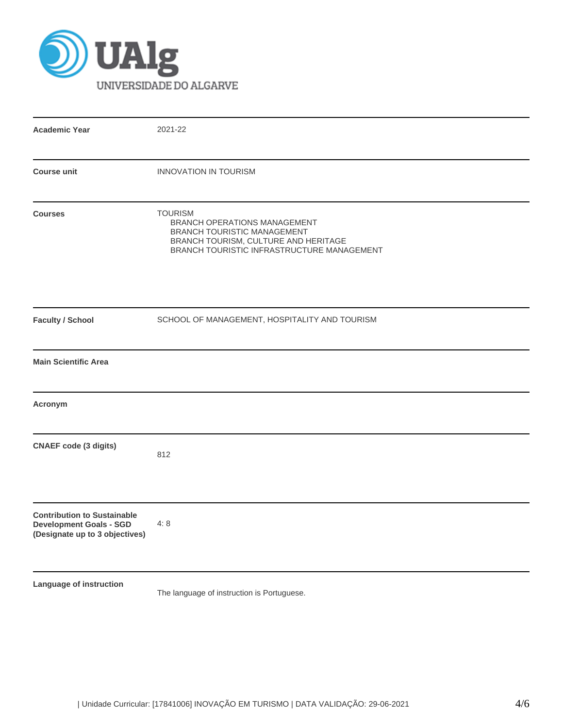UNIVERSIDADE DO ALGARVE

| | |
|---|---|
| **Academic Year** | 2021-22 |
| **Course unit** | INNOVATION IN TOURISM |
| **Courses** | TOURISM<br>BRANCH OPERATIONS MANAGEMENT<br>BRANCH TOURISTIC MANAGEMENT<br>BRANCH TOURISM, CULTURE AND HERITAGE<br>BRANCH TOURISTIC INFRASTRUCTURE MANAGEMENT |
| **Faculty / School** | SCHOOL OF MANAGEMENT, HOSPITALITY AND TOURISM |
| **Main Scientific Area** | |
| **Acronym** | |
| **CNAEF code (3 digits)** | 812 |
| **Contribution to Sustainable Development Goals - SGD (Designate up to 3 objectives)** | 4; 8 |
| **Language of instruction** | The language of instruction is Portuguese. |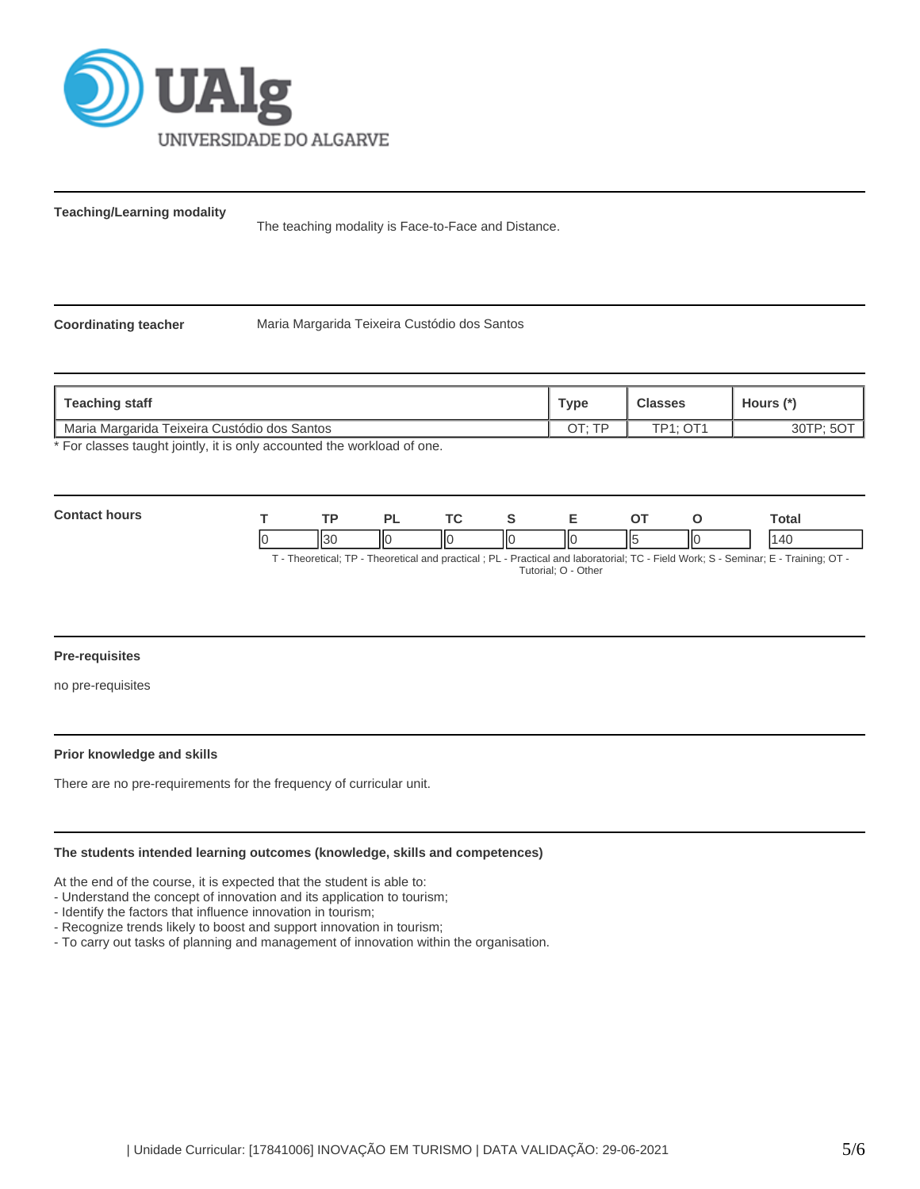**Teaching/Learning modality**

The teaching modality is Face-to-Face and Distance.

**Coordinating teacher**

Maria Margarida Teixeira Custódio dos Santos

| Teaching staff | Type | Classes | Hours (*) |
|---|---|---|---|
| Maria Margarida Teixeira Custódio dos Santos | OT; TP | TP1; OT1 | 30TP; 5OT |

* For classes taught jointly, it is only accounted the workload of one.

**Contact hours**

| T | TP | PL | TC | S | E | OT | O | Total |
|---|---|---|---|---|---|---|---|---|
| 0 | 30 | 0 | 0 | 0 | 0 | 5 | 0 | 140 |

T - Theoretical; TP - Theoretical and practical ; PL - Practical and laboratorial; TC - Field Work; S - Seminar; E - Training; OT - Tutorial; O - Other

**Pre-requisites**

no pre-requisites

**Prior knowledge and skills**

There are no pre-requirements for the frequency of curricular unit.

**The students intended learning outcomes (knowledge, skills and competences)**

At the end of the course, it is expected that the student is able to:
- Understand the concept of innovation and its application to tourism;
- Identify the factors that influence innovation in tourism;
- Recognize trends likely to boost and support innovation in tourism;
- To carry out tasks of planning and management of innovation within the organisation.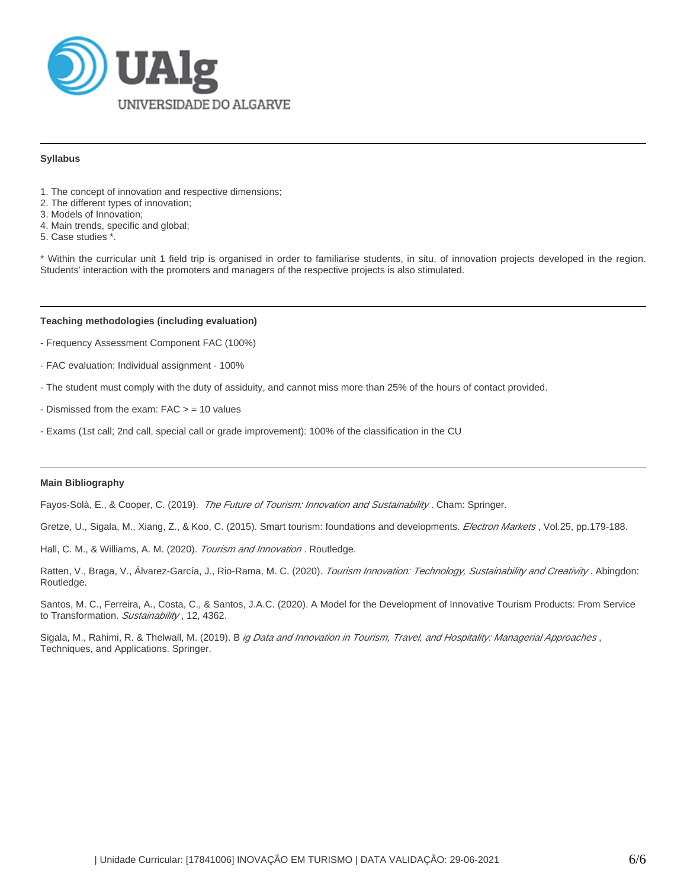### Syllabus

1. The concept of innovation and respective dimensions;
2. The different types of innovation;
3. Models of Innovation;
4. Main trends, specific and global;
5. Case studies *.

* Within the curricular unit 1 field trip is organised in order to familiarise students, in situ, of innovation projects developed in the region. Students' interaction with the promoters and managers of the respective projects is also stimulated.

### Teaching methodologies (including evaluation)

- Frequency Assessment Component FAC (100%)

- FAC evaluation: Individual assignment - 100%

- The student must comply with the duty of assiduity, and cannot miss more than 25% of the hours of contact provided.

- Dismissed from the exam: FAC > = 10 values

- Exams (1st call; 2nd call, special call or grade improvement): 100% of the classification in the CU

### Main Bibliography

Fayos-Solà, E., & Cooper, C. (2019). *The Future of Tourism: Innovation and Sustainability* . Cham: Springer.

Gretze, U., Sigala, M., Xiang, Z., & Koo, C. (2015). Smart tourism: foundations and developments. *Electron Markets* , Vol.25, pp.179-188.

Hall, C. M., & Williams, A. M. (2020). *Tourism and Innovation* . Routledge.

Ratten, V., Braga, V., Álvarez-García, J., Rio-Rama, M. C. (2020). *Tourism Innovation: Technology, Sustainability and Creativity* . Abingdon: Routledge.

Santos, M. C., Ferreira, A., Costa, C., & Santos, J.A.C. (2020). A Model for the Development of Innovative Tourism Products: From Service to Transformation. *Sustainability* , 12, 4362.

Sigala, M., Rahimi, R. & Thelwall, M. (2019). B *ig Data and Innovation in Tourism, Travel, and Hospitality: Managerial Approaches* , Techniques, and Applications. Springer.